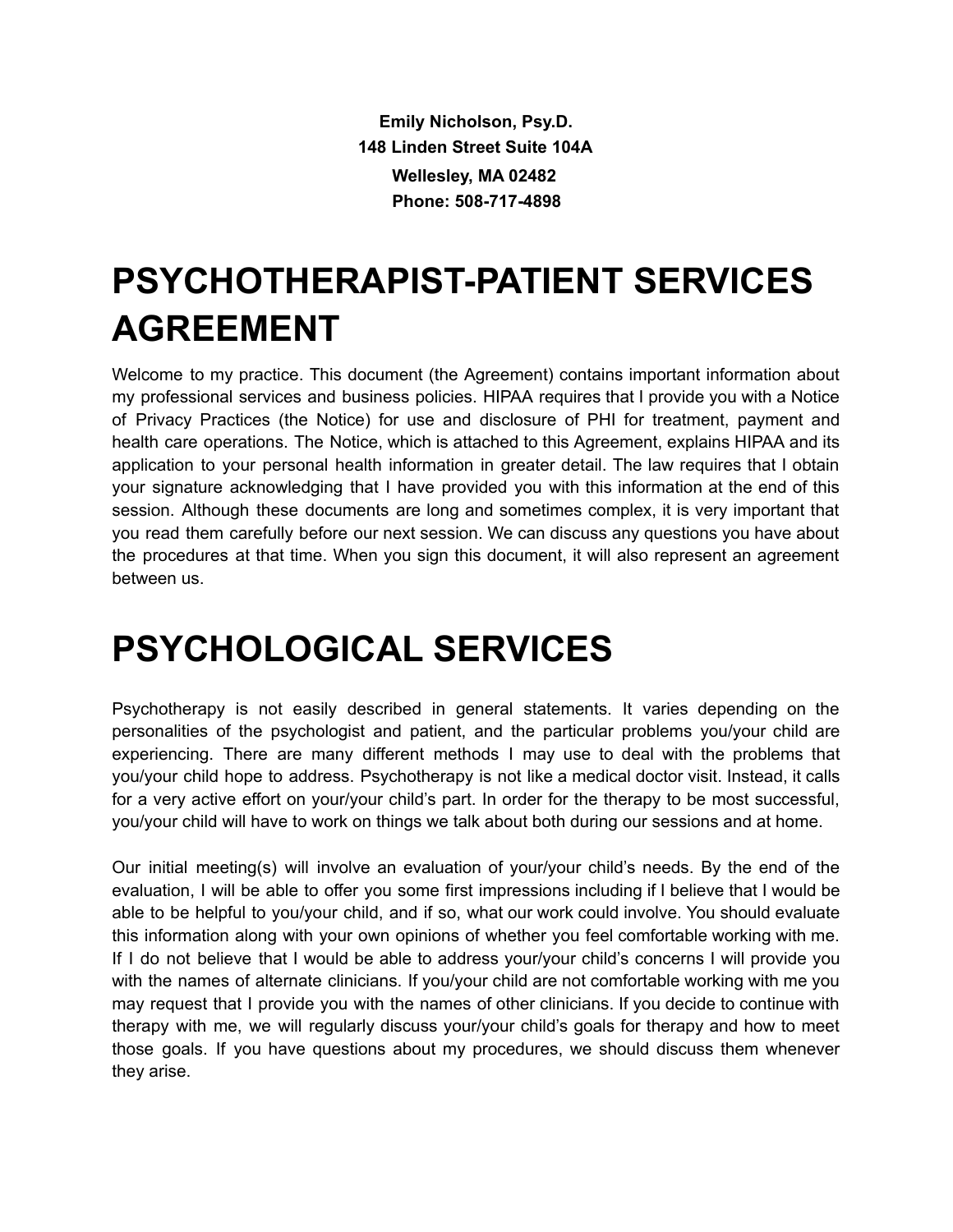**Emily Nicholson, Psy.D.**
**148 Linden Street Suite 104A**
**Wellesley, MA 02482**
**Phone: 508-717-4898**

# PSYCHOTHERAPIST-PATIENT SERVICES AGREEMENT

Welcome to my practice. This document (the Agreement) contains important information about my professional services and business policies. HIPAA requires that I provide you with a Notice of Privacy Practices (the Notice) for use and disclosure of PHI for treatment, payment and health care operations. The Notice, which is attached to this Agreement, explains HIPAA and its application to your personal health information in greater detail. The law requires that I obtain your signature acknowledging that I have provided you with this information at the end of this session. Although these documents are long and sometimes complex, it is very important that you read them carefully before our next session. We can discuss any questions you have about the procedures at that time. When you sign this document, it will also represent an agreement between us.

# PSYCHOLOGICAL SERVICES

Psychotherapy is not easily described in general statements. It varies depending on the personalities of the psychologist and patient, and the particular problems you/your child are experiencing. There are many different methods I may use to deal with the problems that you/your child hope to address. Psychotherapy is not like a medical doctor visit. Instead, it calls for a very active effort on your/your child's part. In order for the therapy to be most successful, you/your child will have to work on things we talk about both during our sessions and at home.

Our initial meeting(s) will involve an evaluation of your/your child's needs. By the end of the evaluation, I will be able to offer you some first impressions including if I believe that I would be able to be helpful to you/your child, and if so, what our work could involve. You should evaluate this information along with your own opinions of whether you feel comfortable working with me. If I do not believe that I would be able to address your/your child's concerns I will provide you with the names of alternate clinicians. If you/your child are not comfortable working with me you may request that I provide you with the names of other clinicians. If you decide to continue with therapy with me, we will regularly discuss your/your child's goals for therapy and how to meet those goals. If you have questions about my procedures, we should discuss them whenever they arise.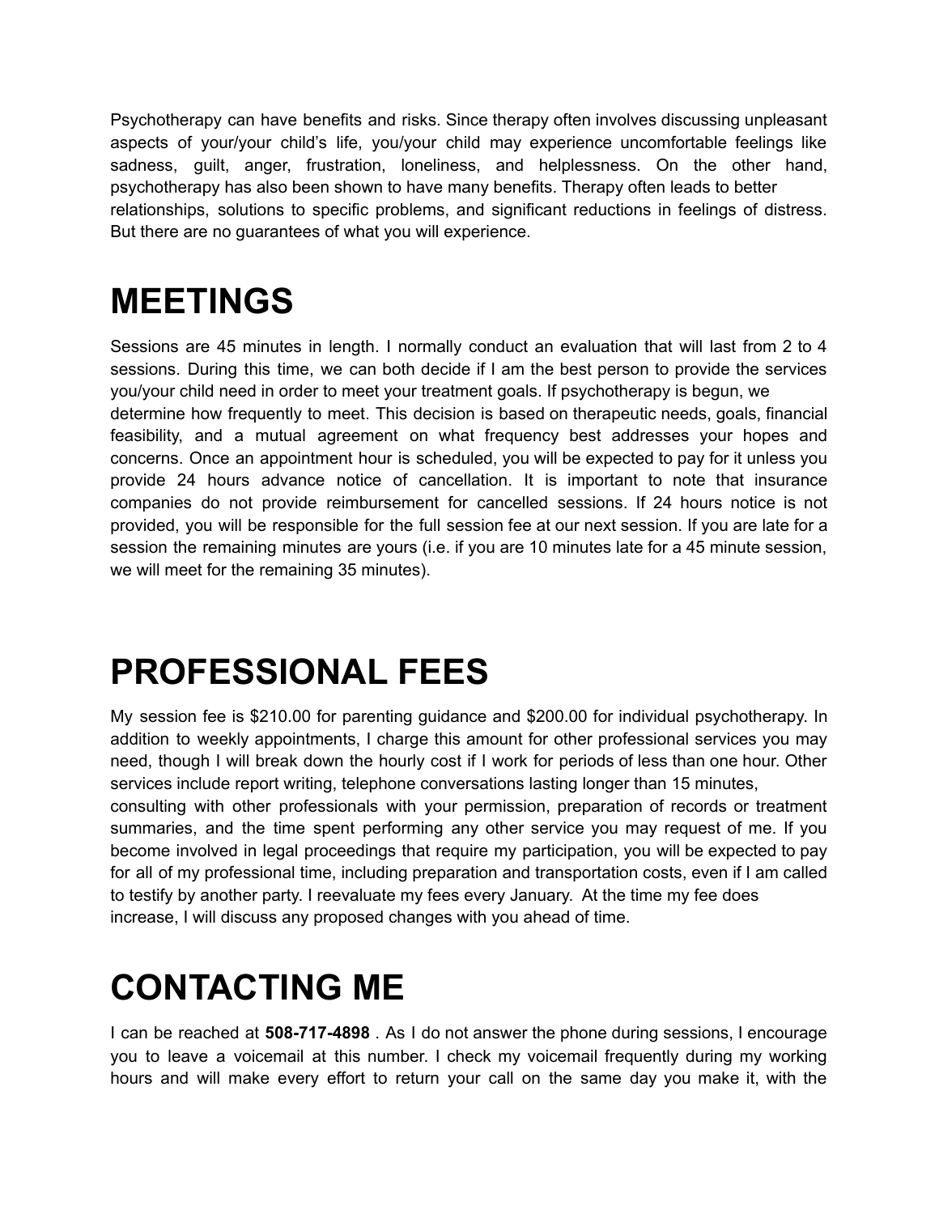Psychotherapy can have benefits and risks. Since therapy often involves discussing unpleasant aspects of your/your child's life, you/your child may experience uncomfortable feelings like sadness, guilt, anger, frustration, loneliness, and helplessness. On the other hand, psychotherapy has also been shown to have many benefits. Therapy often leads to better relationships, solutions to specific problems, and significant reductions in feelings of distress. But there are no guarantees of what you will experience.

# MEETINGS

Sessions are 45 minutes in length. I normally conduct an evaluation that will last from 2 to 4 sessions. During this time, we can both decide if I am the best person to provide the services you/your child need in order to meet your treatment goals. If psychotherapy is begun, we determine how frequently to meet. This decision is based on therapeutic needs, goals, financial feasibility, and a mutual agreement on what frequency best addresses your hopes and concerns. Once an appointment hour is scheduled, you will be expected to pay for it unless you provide 24 hours advance notice of cancellation. It is important to note that insurance companies do not provide reimbursement for cancelled sessions. If 24 hours notice is not provided, you will be responsible for the full session fee at our next session. If you are late for a session the remaining minutes are yours (i.e. if you are 10 minutes late for a 45 minute session, we will meet for the remaining 35 minutes).

# PROFESSIONAL FEES

My session fee is $210.00 for parenting guidance and $200.00 for individual psychotherapy. In addition to weekly appointments, I charge this amount for other professional services you may need, though I will break down the hourly cost if I work for periods of less than one hour. Other services include report writing, telephone conversations lasting longer than 15 minutes, consulting with other professionals with your permission, preparation of records or treatment summaries, and the time spent performing any other service you may request of me. If you become involved in legal proceedings that require my participation, you will be expected to pay for all of my professional time, including preparation and transportation costs, even if I am called to testify by another party. I reevaluate my fees every January. At the time my fee does increase, I will discuss any proposed changes with you ahead of time.

# CONTACTING ME

I can be reached at **508-717-4898** . As I do not answer the phone during sessions, I encourage you to leave a voicemail at this number. I check my voicemail frequently during my working hours and will make every effort to return your call on the same day you make it, with the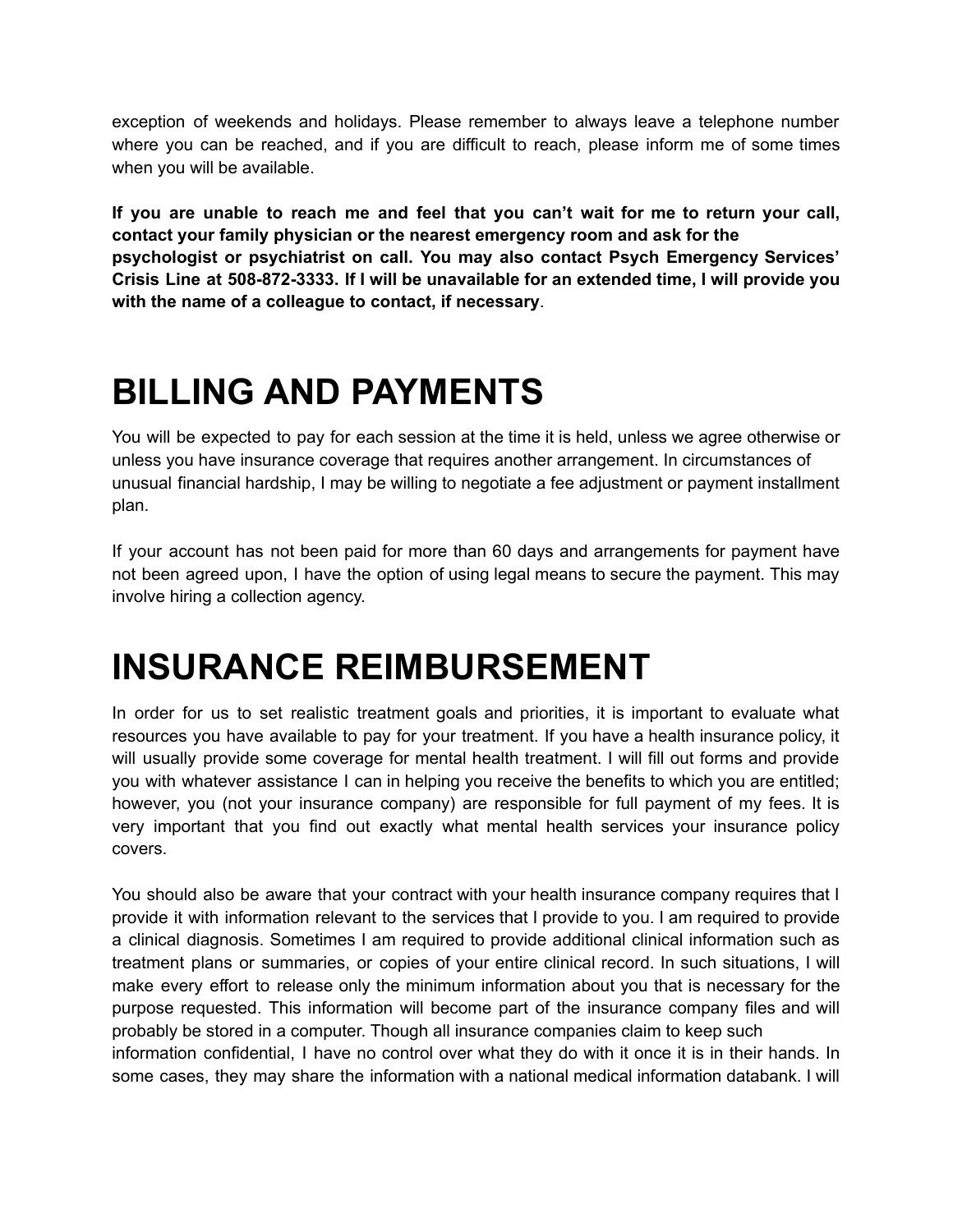exception of weekends and holidays. Please remember to always leave a telephone number where you can be reached, and if you are difficult to reach, please inform me of some times when you will be available.

**If you are unable to reach me and feel that you can't wait for me to return your call, contact your family physician or the nearest emergency room and ask for the psychologist or psychiatrist on call. You may also contact Psych Emergency Services' Crisis Line at 508-872-3333. If I will be unavailable for an extended time, I will provide you with the name of a colleague to contact, if necessary**.

# BILLING AND PAYMENTS

You will be expected to pay for each session at the time it is held, unless we agree otherwise or unless you have insurance coverage that requires another arrangement. In circumstances of unusual financial hardship, I may be willing to negotiate a fee adjustment or payment installment plan.

If your account has not been paid for more than 60 days and arrangements for payment have not been agreed upon, I have the option of using legal means to secure the payment. This may involve hiring a collection agency.

# INSURANCE REIMBURSEMENT

In order for us to set realistic treatment goals and priorities, it is important to evaluate what resources you have available to pay for your treatment. If you have a health insurance policy, it will usually provide some coverage for mental health treatment. I will fill out forms and provide you with whatever assistance I can in helping you receive the benefits to which you are entitled; however, you (not your insurance company) are responsible for full payment of my fees. It is very important that you find out exactly what mental health services your insurance policy covers.

You should also be aware that your contract with your health insurance company requires that I provide it with information relevant to the services that I provide to you. I am required to provide a clinical diagnosis. Sometimes I am required to provide additional clinical information such as treatment plans or summaries, or copies of your entire clinical record. In such situations, I will make every effort to release only the minimum information about you that is necessary for the purpose requested. This information will become part of the insurance company files and will probably be stored in a computer. Though all insurance companies claim to keep such information confidential, I have no control over what they do with it once it is in their hands. In some cases, they may share the information with a national medical information databank. I will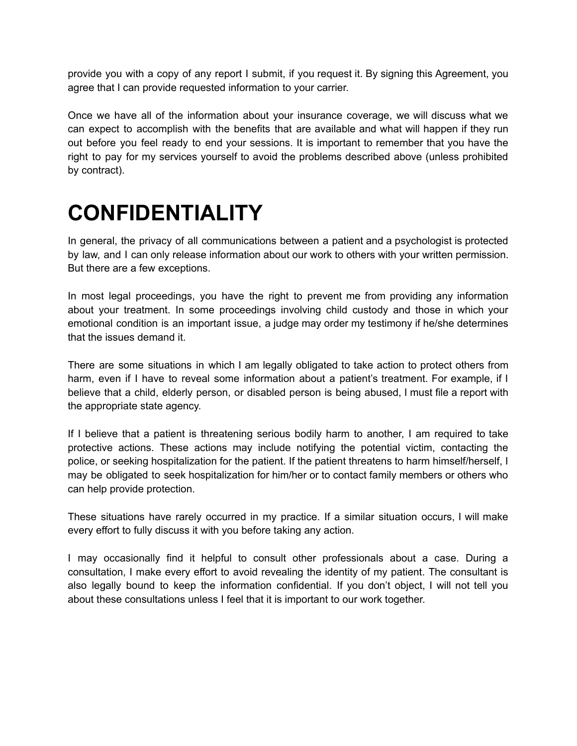provide you with a copy of any report I submit, if you request it. By signing this Agreement, you agree that I can provide requested information to your carrier.

Once we have all of the information about your insurance coverage, we will discuss what we can expect to accomplish with the benefits that are available and what will happen if they run out before you feel ready to end your sessions. It is important to remember that you have the right to pay for my services yourself to avoid the problems described above (unless prohibited by contract).

# CONFIDENTIALITY

In general, the privacy of all communications between a patient and a psychologist is protected by law, and I can only release information about our work to others with your written permission. But there are a few exceptions.

In most legal proceedings, you have the right to prevent me from providing any information about your treatment. In some proceedings involving child custody and those in which your emotional condition is an important issue, a judge may order my testimony if he/she determines that the issues demand it.

There are some situations in which I am legally obligated to take action to protect others from harm, even if I have to reveal some information about a patient's treatment. For example, if I believe that a child, elderly person, or disabled person is being abused, I must file a report with the appropriate state agency.

If I believe that a patient is threatening serious bodily harm to another, I am required to take protective actions. These actions may include notifying the potential victim, contacting the police, or seeking hospitalization for the patient. If the patient threatens to harm himself/herself, I may be obligated to seek hospitalization for him/her or to contact family members or others who can help provide protection.

These situations have rarely occurred in my practice. If a similar situation occurs, I will make every effort to fully discuss it with you before taking any action.

I may occasionally find it helpful to consult other professionals about a case. During a consultation, I make every effort to avoid revealing the identity of my patient. The consultant is also legally bound to keep the information confidential. If you don't object, I will not tell you about these consultations unless I feel that it is important to our work together.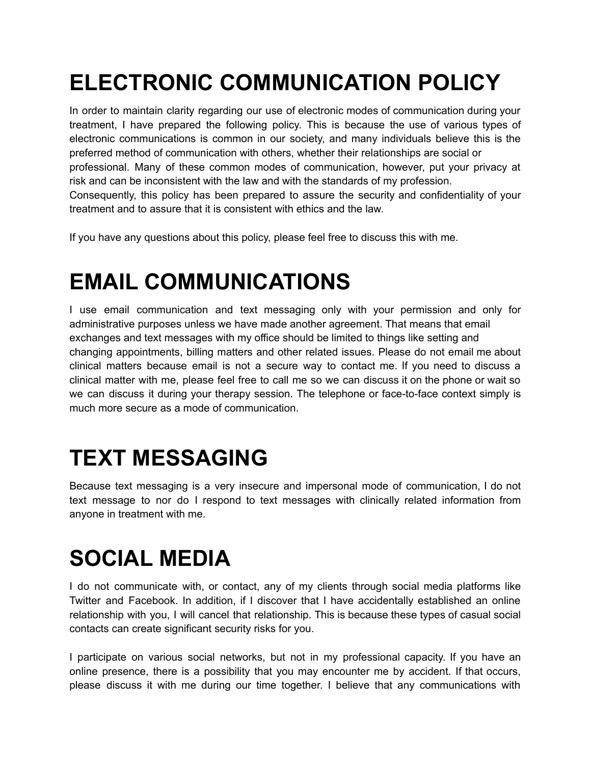# ELECTRONIC COMMUNICATION POLICY

In order to maintain clarity regarding our use of electronic modes of communication during your treatment, I have prepared the following policy. This is because the use of various types of electronic communications is common in our society, and many individuals believe this is the preferred method of communication with others, whether their relationships are social or professional. Many of these common modes of communication, however, put your privacy at risk and can be inconsistent with the law and with the standards of my profession. Consequently, this policy has been prepared to assure the security and confidentiality of your treatment and to assure that it is consistent with ethics and the law.

If you have any questions about this policy, please feel free to discuss this with me.

# EMAIL COMMUNICATIONS

I use email communication and text messaging only with your permission and only for administrative purposes unless we have made another agreement. That means that email exchanges and text messages with my office should be limited to things like setting and changing appointments, billing matters and other related issues. Please do not email me about clinical matters because email is not a secure way to contact me. If you need to discuss a clinical matter with me, please feel free to call me so we can discuss it on the phone or wait so we can discuss it during your therapy session. The telephone or face-to-face context simply is much more secure as a mode of communication.

# TEXT MESSAGING

Because text messaging is a very insecure and impersonal mode of communication, I do not text message to nor do I respond to text messages with clinically related information from anyone in treatment with me.

# SOCIAL MEDIA

I do not communicate with, or contact, any of my clients through social media platforms like Twitter and Facebook. In addition, if I discover that I have accidentally established an online relationship with you, I will cancel that relationship. This is because these types of casual social contacts can create significant security risks for you.

I participate on various social networks, but not in my professional capacity. If you have an online presence, there is a possibility that you may encounter me by accident. If that occurs, please discuss it with me during our time together. I believe that any communications with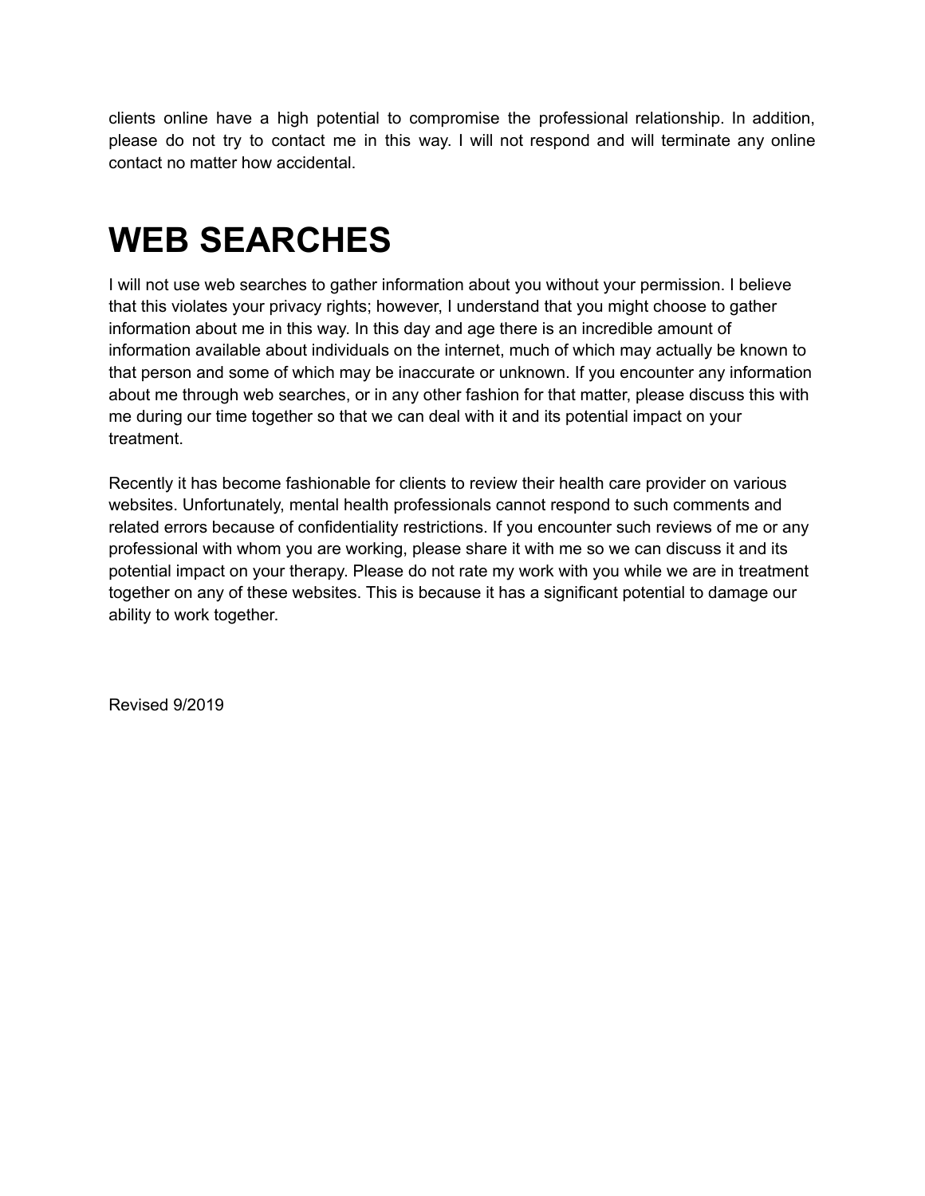clients online have a high potential to compromise the professional relationship. In addition, please do not try to contact me in this way. I will not respond and will terminate any online contact no matter how accidental.

# WEB SEARCHES

I will not use web searches to gather information about you without your permission. I believe that this violates your privacy rights; however, I understand that you might choose to gather information about me in this way. In this day and age there is an incredible amount of information available about individuals on the internet, much of which may actually be known to that person and some of which may be inaccurate or unknown. If you encounter any information about me through web searches, or in any other fashion for that matter, please discuss this with me during our time together so that we can deal with it and its potential impact on your treatment.

Recently it has become fashionable for clients to review their health care provider on various websites. Unfortunately, mental health professionals cannot respond to such comments and related errors because of confidentiality restrictions. If you encounter such reviews of me or any professional with whom you are working, please share it with me so we can discuss it and its potential impact on your therapy. Please do not rate my work with you while we are in treatment together on any of these websites. This is because it has a significant potential to damage our ability to work together.

Revised 9/2019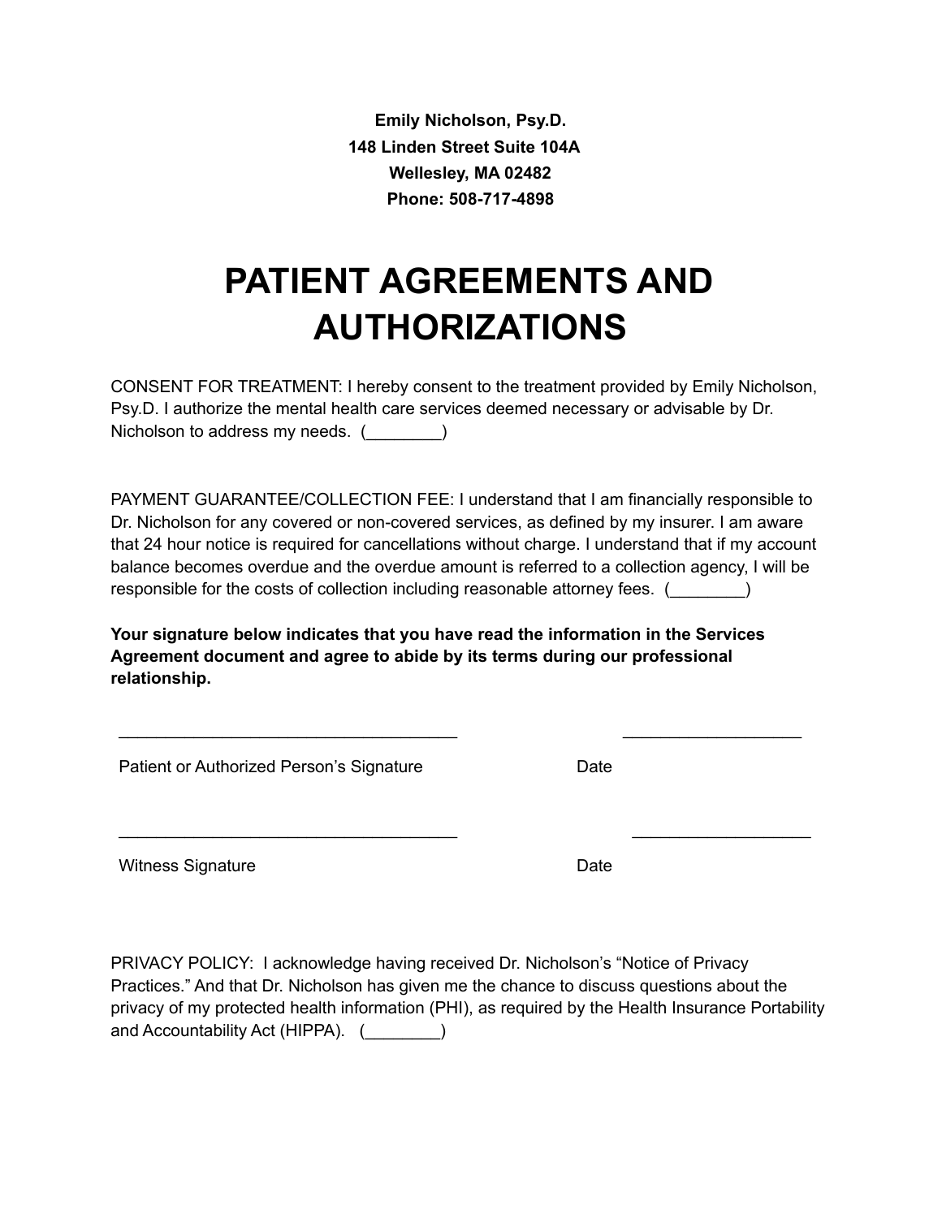**Emily Nicholson, Psy.D.**
**148 Linden Street Suite 104A**
**Wellesley, MA 02482**
**Phone: 508-717-4898**

# PATIENT AGREEMENTS AND AUTHORIZATIONS

CONSENT FOR TREATMENT: I hereby consent to the treatment provided by Emily Nicholson, Psy.D. I authorize the mental health care services deemed necessary or advisable by Dr. Nicholson to address my needs. (________)

PAYMENT GUARANTEE/COLLECTION FEE: I understand that I am financially responsible to Dr. Nicholson for any covered or non-covered services, as defined by my insurer. I am aware that 24 hour notice is required for cancellations without charge. I understand that if my account balance becomes overdue and the overdue amount is referred to a collection agency, I will be responsible for the costs of collection including reasonable attorney fees. (________)

**Your signature below indicates that you have read the information in the Services Agreement document and agree to abide by its terms during our professional relationship.**

_____________________________________ ___________________

Patient or Authorized Person's Signature Date

_____________________________________ ___________________

Witness Signature Date

PRIVACY POLICY: I acknowledge having received Dr. Nicholson's "Notice of Privacy Practices." And that Dr. Nicholson has given me the chance to discuss questions about the privacy of my protected health information (PHI), as required by the Health Insurance Portability and Accountability Act (HIPPA). (________)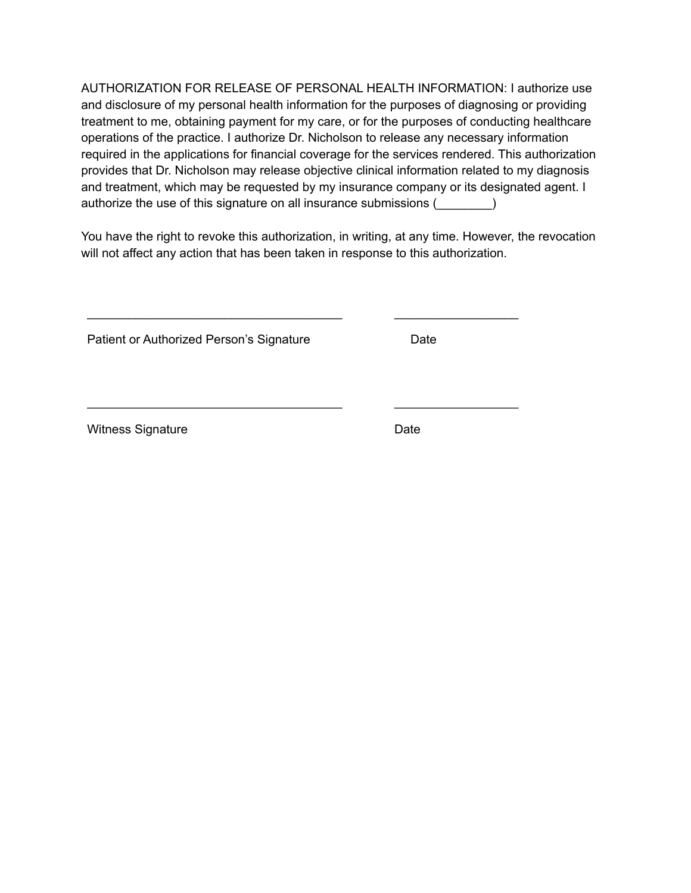AUTHORIZATION FOR RELEASE OF PERSONAL HEALTH INFORMATION: I authorize use and disclosure of my personal health information for the purposes of diagnosing or providing treatment to me, obtaining payment for my care, or for the purposes of conducting healthcare operations of the practice. I authorize Dr. Nicholson to release any necessary information required in the applications for financial coverage for the services rendered. This authorization provides that Dr. Nicholson may release objective clinical information related to my diagnosis and treatment, which may be requested by my insurance company or its designated agent. I authorize the use of this signature on all insurance submissions (________)

You have the right to revoke this authorization, in writing, at any time. However, the revocation will not affect any action that has been taken in response to this authorization.

______________________________________ ________________

Patient or Authorized Person's Signature Date

______________________________________ ________________

Witness Signature Date